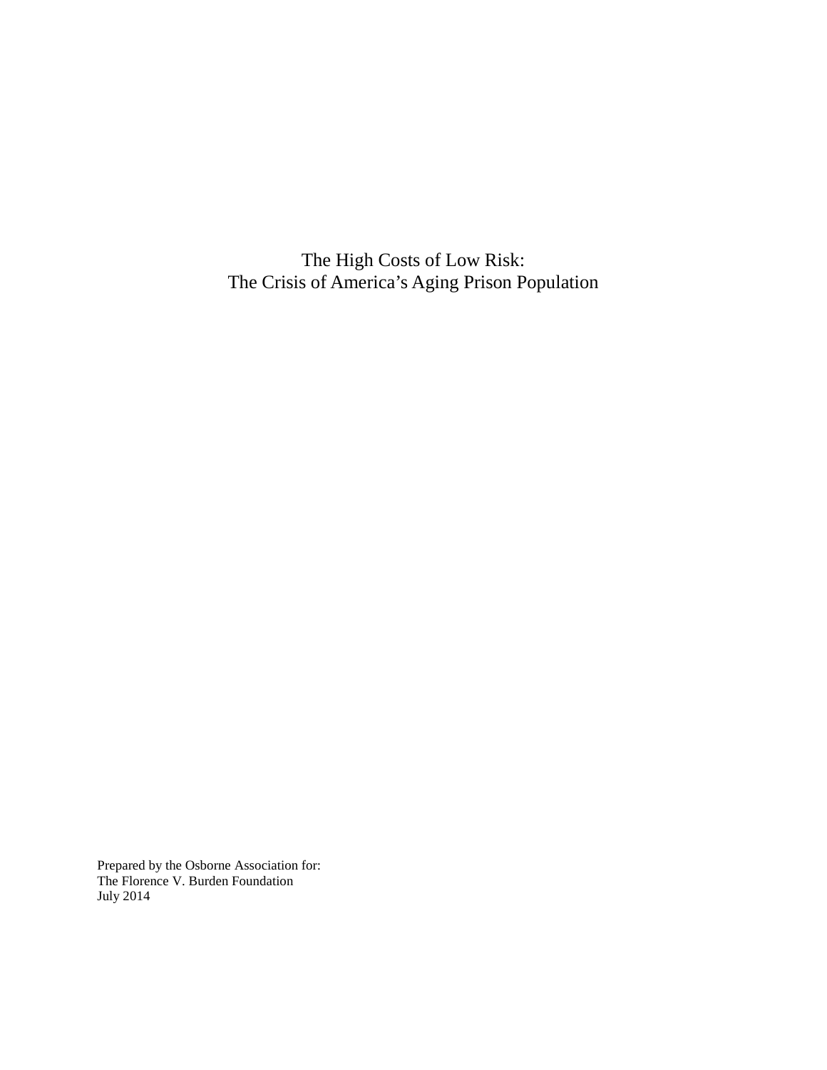# The High Costs of Low Risk:
# The Crisis of America's Aging Prison Population

Prepared by the Osborne Association for:
The Florence V. Burden Foundation
July 2014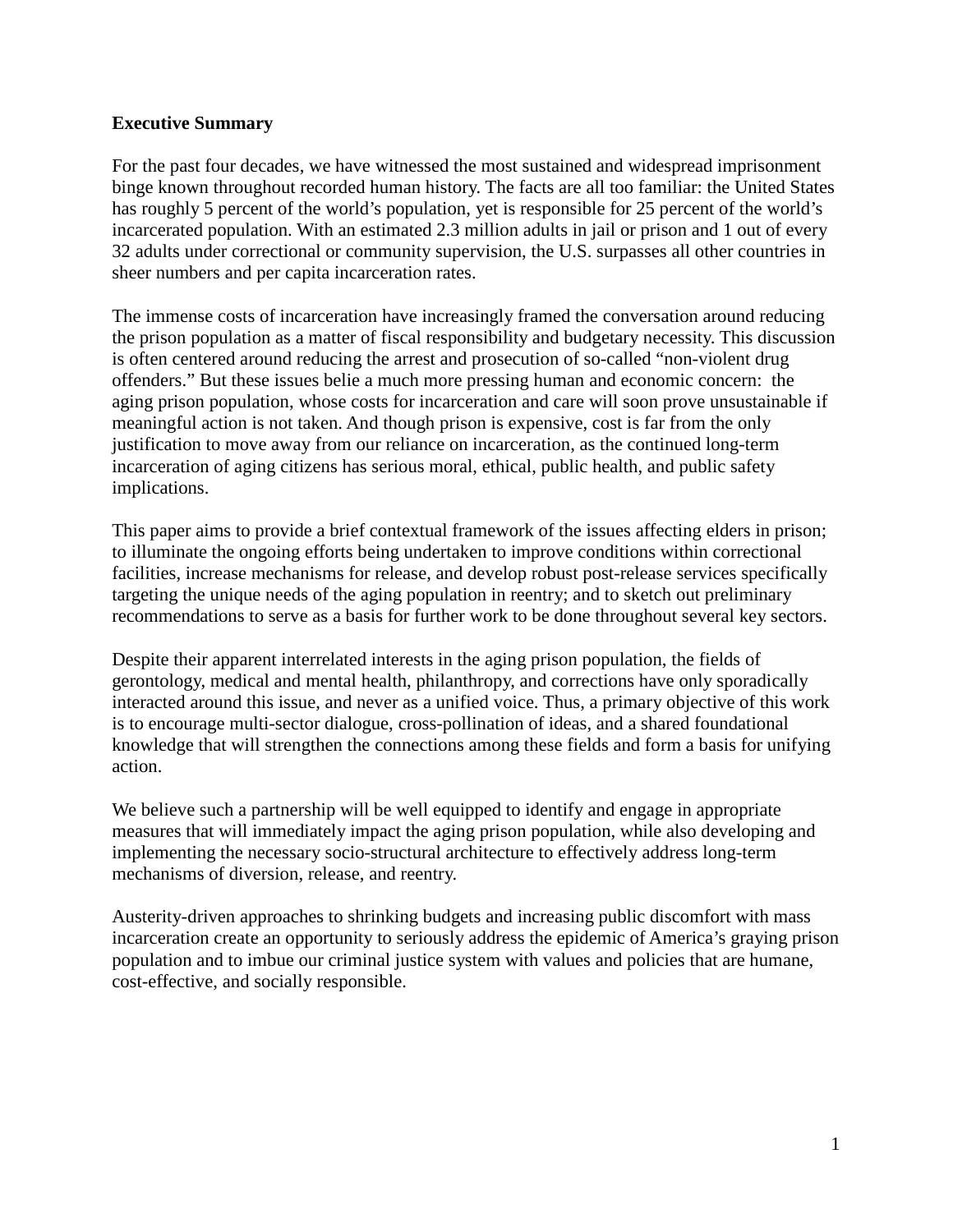**Executive Summary**

For the past four decades, we have witnessed the most sustained and widespread imprisonment binge known throughout recorded human history. The facts are all too familiar: the United States has roughly 5 percent of the world's population, yet is responsible for 25 percent of the world's incarcerated population. With an estimated 2.3 million adults in jail or prison and 1 out of every 32 adults under correctional or community supervision, the U.S. surpasses all other countries in sheer numbers and per capita incarceration rates.

The immense costs of incarceration have increasingly framed the conversation around reducing the prison population as a matter of fiscal responsibility and budgetary necessity. This discussion is often centered around reducing the arrest and prosecution of so-called "non-violent drug offenders." But these issues belie a much more pressing human and economic concern: the aging prison population, whose costs for incarceration and care will soon prove unsustainable if meaningful action is not taken. And though prison is expensive, cost is far from the only justification to move away from our reliance on incarceration, as the continued long-term incarceration of aging citizens has serious moral, ethical, public health, and public safety implications.

This paper aims to provide a brief contextual framework of the issues affecting elders in prison; to illuminate the ongoing efforts being undertaken to improve conditions within correctional facilities, increase mechanisms for release, and develop robust post-release services specifically targeting the unique needs of the aging population in reentry; and to sketch out preliminary recommendations to serve as a basis for further work to be done throughout several key sectors.

Despite their apparent interrelated interests in the aging prison population, the fields of gerontology, medical and mental health, philanthropy, and corrections have only sporadically interacted around this issue, and never as a unified voice. Thus, a primary objective of this work is to encourage multi-sector dialogue, cross-pollination of ideas, and a shared foundational knowledge that will strengthen the connections among these fields and form a basis for unifying action.

We believe such a partnership will be well equipped to identify and engage in appropriate measures that will immediately impact the aging prison population, while also developing and implementing the necessary socio-structural architecture to effectively address long-term mechanisms of diversion, release, and reentry.

Austerity-driven approaches to shrinking budgets and increasing public discomfort with mass incarceration create an opportunity to seriously address the epidemic of America's graying prison population and to imbue our criminal justice system with values and policies that are humane, cost-effective, and socially responsible.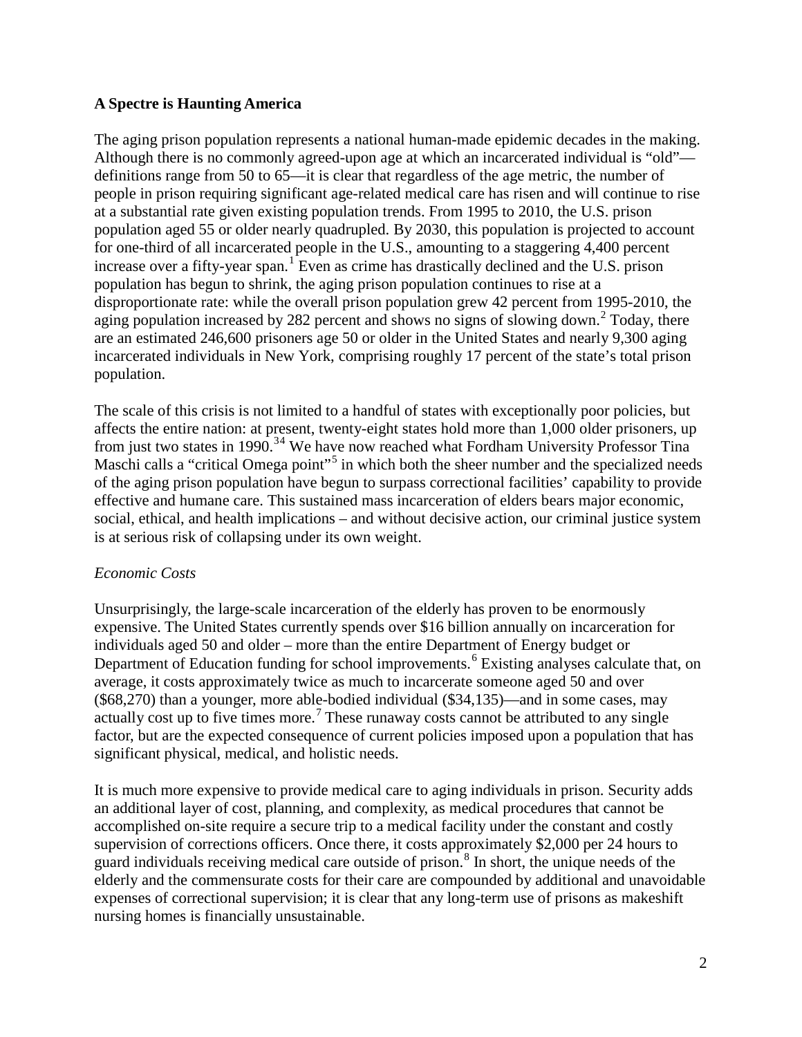**A Spectre is Haunting America**

The aging prison population represents a national human-made epidemic decades in the making. Although there is no commonly agreed-upon age at which an incarcerated individual is "old"—definitions range from 50 to 65—it is clear that regardless of the age metric, the number of people in prison requiring significant age-related medical care has risen and will continue to rise at a substantial rate given existing population trends. From 1995 to 2010, the U.S. prison population aged 55 or older nearly quadrupled. By 2030, this population is projected to account for one-third of all incarcerated people in the U.S., amounting to a staggering 4,400 percent increase over a fifty-year span.[1] Even as crime has drastically declined and the U.S. prison population has begun to shrink, the aging prison population continues to rise at a disproportionate rate: while the overall prison population grew 42 percent from 1995-2010, the aging population increased by 282 percent and shows no signs of slowing down.[2] Today, there are an estimated 246,600 prisoners age 50 or older in the United States and nearly 9,300 aging incarcerated individuals in New York, comprising roughly 17 percent of the state's total prison population.

The scale of this crisis is not limited to a handful of states with exceptionally poor policies, but affects the entire nation: at present, twenty-eight states hold more than 1,000 older prisoners, up from just two states in 1990.[3][4] We have now reached what Fordham University Professor Tina Maschi calls a "critical Omega point"[5] in which both the sheer number and the specialized needs of the aging prison population have begun to surpass correctional facilities' capability to provide effective and humane care. This sustained mass incarceration of elders bears major economic, social, ethical, and health implications – and without decisive action, our criminal justice system is at serious risk of collapsing under its own weight.

*Economic Costs*

Unsurprisingly, the large-scale incarceration of the elderly has proven to be enormously expensive. The United States currently spends over $16 billion annually on incarceration for individuals aged 50 and older – more than the entire Department of Energy budget or Department of Education funding for school improvements.[6] Existing analyses calculate that, on average, it costs approximately twice as much to incarcerate someone aged 50 and over ($68,270) than a younger, more able-bodied individual ($34,135)—and in some cases, may actually cost up to five times more.[7] These runaway costs cannot be attributed to any single factor, but are the expected consequence of current policies imposed upon a population that has significant physical, medical, and holistic needs.

It is much more expensive to provide medical care to aging individuals in prison. Security adds an additional layer of cost, planning, and complexity, as medical procedures that cannot be accomplished on-site require a secure trip to a medical facility under the constant and costly supervision of corrections officers. Once there, it costs approximately $2,000 per 24 hours to guard individuals receiving medical care outside of prison.[8] In short, the unique needs of the elderly and the commensurate costs for their care are compounded by additional and unavoidable expenses of correctional supervision; it is clear that any long-term use of prisons as makeshift nursing homes is financially unsustainable.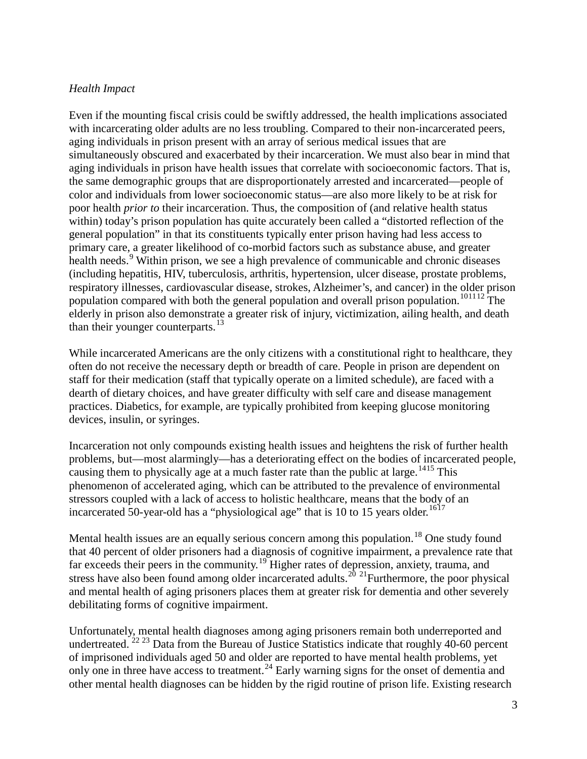*Health Impact*

Even if the mounting fiscal crisis could be swiftly addressed, the health implications associated with incarcerating older adults are no less troubling. Compared to their non-incarcerated peers, aging individuals in prison present with an array of serious medical issues that are simultaneously obscured and exacerbated by their incarceration. We must also bear in mind that aging individuals in prison have health issues that correlate with socioeconomic factors. That is, the same demographic groups that are disproportionately arrested and incarcerated—people of color and individuals from lower socioeconomic status—are also more likely to be at risk for poor health *prior to* their incarceration. Thus, the composition of (and relative health status within) today's prison population has quite accurately been called a "distorted reflection of the general population" in that its constituents typically enter prison having had less access to primary care, a greater likelihood of co-morbid factors such as substance abuse, and greater health needs.[9] Within prison, we see a high prevalence of communicable and chronic diseases (including hepatitis, HIV, tuberculosis, arthritis, hypertension, ulcer disease, prostate problems, respiratory illnesses, cardiovascular disease, strokes, Alzheimer's, and cancer) in the older prison population compared with both the general population and overall prison population.[10][11][12] The elderly in prison also demonstrate a greater risk of injury, victimization, ailing health, and death than their younger counterparts.[13]

While incarcerated Americans are the only citizens with a constitutional right to healthcare, they often do not receive the necessary depth or breadth of care. People in prison are dependent on staff for their medication (staff that typically operate on a limited schedule), are faced with a dearth of dietary choices, and have greater difficulty with self care and disease management practices. Diabetics, for example, are typically prohibited from keeping glucose monitoring devices, insulin, or syringes.

Incarceration not only compounds existing health issues and heightens the risk of further health problems, but—most alarmingly—has a deteriorating effect on the bodies of incarcerated people, causing them to physically age at a much faster rate than the public at large.[14][15] This phenomenon of accelerated aging, which can be attributed to the prevalence of environmental stressors coupled with a lack of access to holistic healthcare, means that the body of an incarcerated 50-year-old has a "physiological age" that is 10 to 15 years older.[16][17]

Mental health issues are an equally serious concern among this population.[18] One study found that 40 percent of older prisoners had a diagnosis of cognitive impairment, a prevalence rate that far exceeds their peers in the community.[19] Higher rates of depression, anxiety, trauma, and stress have also been found among older incarcerated adults.[20][21] Furthermore, the poor physical and mental health of aging prisoners places them at greater risk for dementia and other severely debilitating forms of cognitive impairment.

Unfortunately, mental health diagnoses among aging prisoners remain both underreported and undertreated.[22][23] Data from the Bureau of Justice Statistics indicate that roughly 40-60 percent of imprisoned individuals aged 50 and older are reported to have mental health problems, yet only one in three have access to treatment.[24] Early warning signs for the onset of dementia and other mental health diagnoses can be hidden by the rigid routine of prison life. Existing research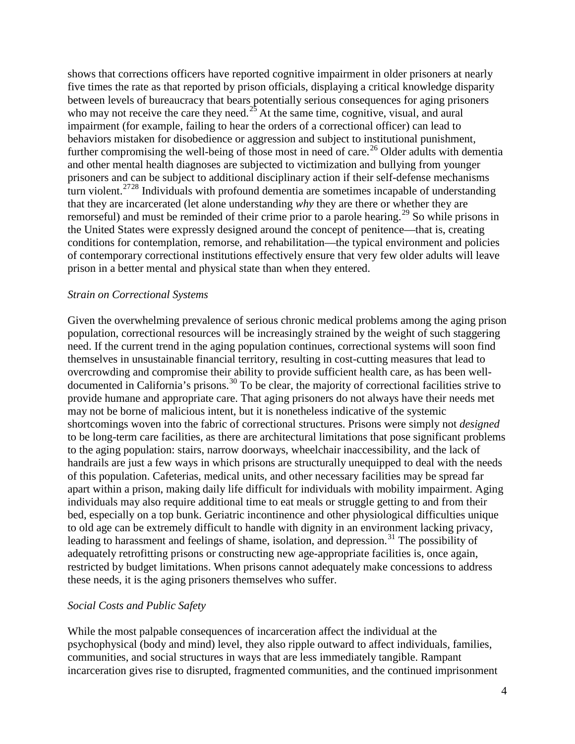shows that corrections officers have reported cognitive impairment in older prisoners at nearly five times the rate as that reported by prison officials, displaying a critical knowledge disparity between levels of bureaucracy that bears potentially serious consequences for aging prisoners who may not receive the care they need.[25] At the same time, cognitive, visual, and aural impairment (for example, failing to hear the orders of a correctional officer) can lead to behaviors mistaken for disobedience or aggression and subject to institutional punishment, further compromising the well-being of those most in need of care.[26] Older adults with dementia and other mental health diagnoses are subjected to victimization and bullying from younger prisoners and can be subject to additional disciplinary action if their self-defense mechanisms turn violent.[27][28] Individuals with profound dementia are sometimes incapable of understanding that they are incarcerated (let alone understanding *why* they are there or whether they are remorseful) and must be reminded of their crime prior to a parole hearing.[29] So while prisons in the United States were expressly designed around the concept of penitence—that is, creating conditions for contemplation, remorse, and rehabilitation—the typical environment and policies of contemporary correctional institutions effectively ensure that very few older adults will leave prison in a better mental and physical state than when they entered.

*Strain on Correctional Systems*

Given the overwhelming prevalence of serious chronic medical problems among the aging prison population, correctional resources will be increasingly strained by the weight of such staggering need. If the current trend in the aging population continues, correctional systems will soon find themselves in unsustainable financial territory, resulting in cost-cutting measures that lead to overcrowding and compromise their ability to provide sufficient health care, as has been well-documented in California's prisons.[30] To be clear, the majority of correctional facilities strive to provide humane and appropriate care. That aging prisoners do not always have their needs met may not be borne of malicious intent, but it is nonetheless indicative of the systemic shortcomings woven into the fabric of correctional structures. Prisons were simply not *designed* to be long-term care facilities, as there are architectural limitations that pose significant problems to the aging population: stairs, narrow doorways, wheelchair inaccessibility, and the lack of handrails are just a few ways in which prisons are structurally unequipped to deal with the needs of this population. Cafeterias, medical units, and other necessary facilities may be spread far apart within a prison, making daily life difficult for individuals with mobility impairment. Aging individuals may also require additional time to eat meals or struggle getting to and from their bed, especially on a top bunk. Geriatric incontinence and other physiological difficulties unique to old age can be extremely difficult to handle with dignity in an environment lacking privacy, leading to harassment and feelings of shame, isolation, and depression.[31] The possibility of adequately retrofitting prisons or constructing new age-appropriate facilities is, once again, restricted by budget limitations. When prisons cannot adequately make concessions to address these needs, it is the aging prisoners themselves who suffer.

*Social Costs and Public Safety*

While the most palpable consequences of incarceration affect the individual at the psychophysical (body and mind) level, they also ripple outward to affect individuals, families, communities, and social structures in ways that are less immediately tangible. Rampant incarceration gives rise to disrupted, fragmented communities, and the continued imprisonment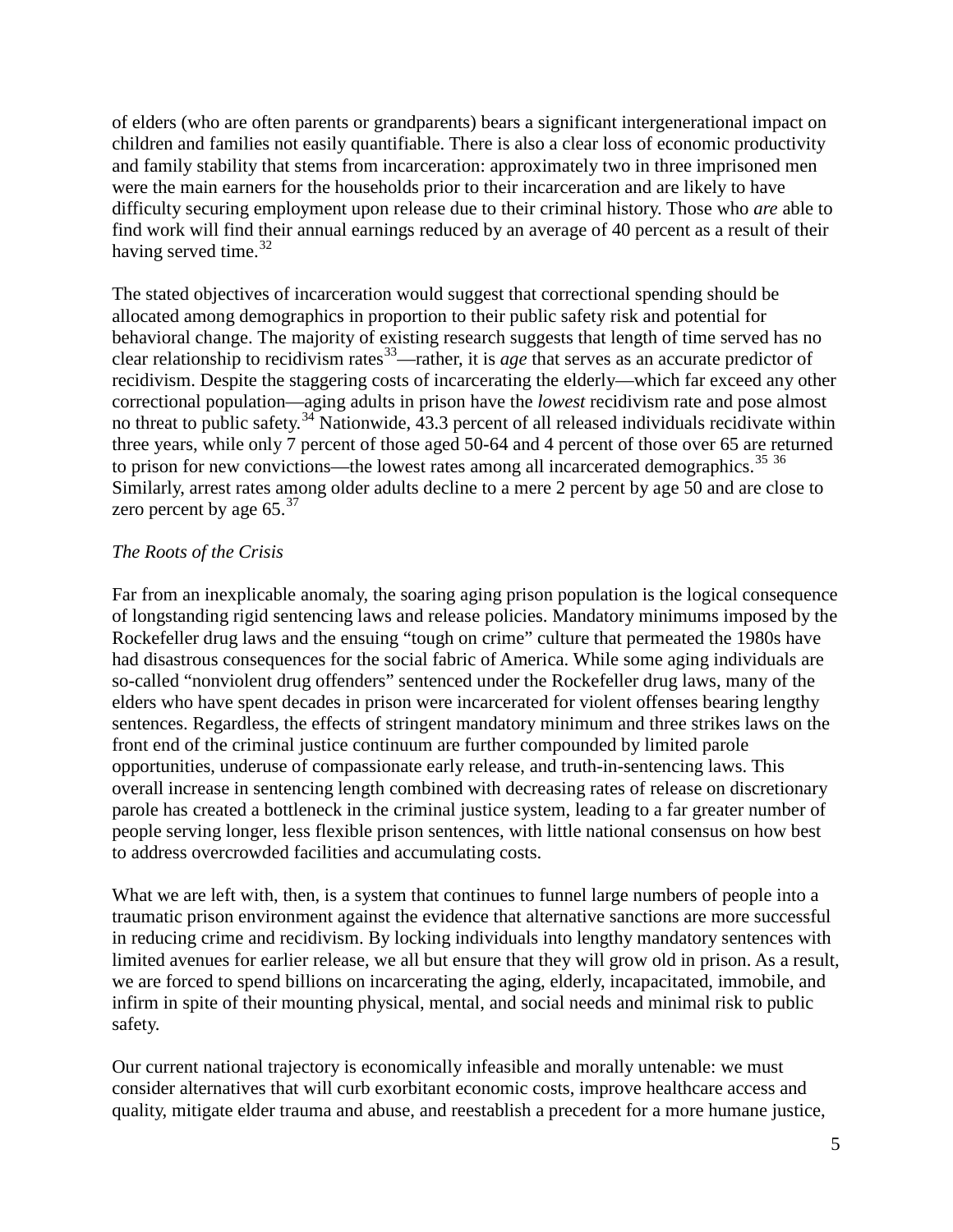of elders (who are often parents or grandparents) bears a significant intergenerational impact on children and families not easily quantifiable. There is also a clear loss of economic productivity and family stability that stems from incarceration: approximately two in three imprisoned men were the main earners for the households prior to their incarceration and are likely to have difficulty securing employment upon release due to their criminal history. Those who *are* able to find work will find their annual earnings reduced by an average of 40 percent as a result of their having served time.[32]

The stated objectives of incarceration would suggest that correctional spending should be allocated among demographics in proportion to their public safety risk and potential for behavioral change. The majority of existing research suggests that length of time served has no clear relationship to recidivism rates[33]—rather, it is *age* that serves as an accurate predictor of recidivism. Despite the staggering costs of incarcerating the elderly—which far exceed any other correctional population—aging adults in prison have the *lowest* recidivism rate and pose almost no threat to public safety.[34] Nationwide, 43.3 percent of all released individuals recidivate within three years, while only 7 percent of those aged 50-64 and 4 percent of those over 65 are returned to prison for new convictions—the lowest rates among all incarcerated demographics.[35] [36] Similarly, arrest rates among older adults decline to a mere 2 percent by age 50 and are close to zero percent by age 65.[37]

*The Roots of the Crisis*

Far from an inexplicable anomaly, the soaring aging prison population is the logical consequence of longstanding rigid sentencing laws and release policies. Mandatory minimums imposed by the Rockefeller drug laws and the ensuing "tough on crime" culture that permeated the 1980s have had disastrous consequences for the social fabric of America. While some aging individuals are so-called "nonviolent drug offenders" sentenced under the Rockefeller drug laws, many of the elders who have spent decades in prison were incarcerated for violent offenses bearing lengthy sentences. Regardless, the effects of stringent mandatory minimum and three strikes laws on the front end of the criminal justice continuum are further compounded by limited parole opportunities, underuse of compassionate early release, and truth-in-sentencing laws. This overall increase in sentencing length combined with decreasing rates of release on discretionary parole has created a bottleneck in the criminal justice system, leading to a far greater number of people serving longer, less flexible prison sentences, with little national consensus on how best to address overcrowded facilities and accumulating costs.

What we are left with, then, is a system that continues to funnel large numbers of people into a traumatic prison environment against the evidence that alternative sanctions are more successful in reducing crime and recidivism. By locking individuals into lengthy mandatory sentences with limited avenues for earlier release, we all but ensure that they will grow old in prison. As a result, we are forced to spend billions on incarcerating the aging, elderly, incapacitated, immobile, and infirm in spite of their mounting physical, mental, and social needs and minimal risk to public safety.

Our current national trajectory is economically infeasible and morally untenable: we must consider alternatives that will curb exorbitant economic costs, improve healthcare access and quality, mitigate elder trauma and abuse, and reestablish a precedent for a more humane justice,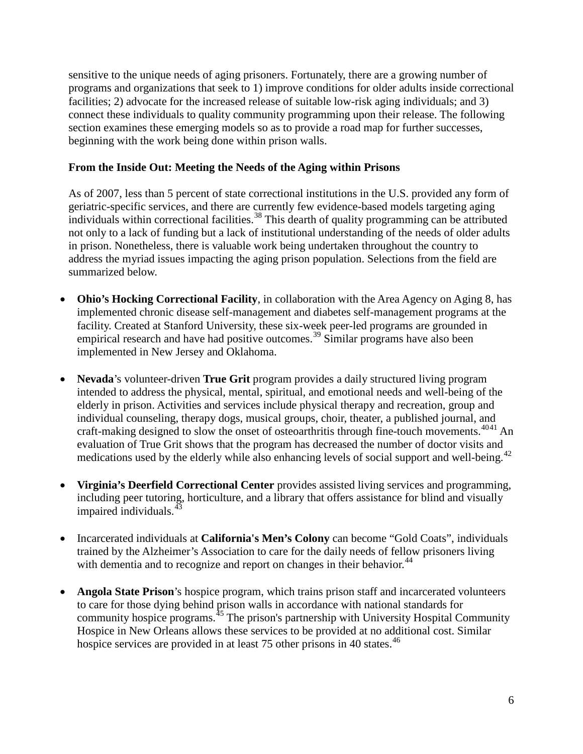sensitive to the unique needs of aging prisoners. Fortunately, there are a growing number of programs and organizations that seek to 1) improve conditions for older adults inside correctional facilities; 2) advocate for the increased release of suitable low-risk aging individuals; and 3) connect these individuals to quality community programming upon their release. The following section examines these emerging models so as to provide a road map for further successes, beginning with the work being done within prison walls.

**From the Inside Out: Meeting the Needs of the Aging within Prisons**

As of 2007, less than 5 percent of state correctional institutions in the U.S. provided any form of geriatric-specific services, and there are currently few evidence-based models targeting aging individuals within correctional facilities.[38] This dearth of quality programming can be attributed not only to a lack of funding but a lack of institutional understanding of the needs of older adults in prison. Nonetheless, there is valuable work being undertaken throughout the country to address the myriad issues impacting the aging prison population. Selections from the field are summarized below.

- **Ohio's Hocking Correctional Facility**, in collaboration with the Area Agency on Aging 8, has implemented chronic disease self-management and diabetes self-management programs at the facility. Created at Stanford University, these six-week peer-led programs are grounded in empirical research and have had positive outcomes.[39] Similar programs have also been implemented in New Jersey and Oklahoma.

- **Nevada**'s volunteer-driven **True Grit** program provides a daily structured living program intended to address the physical, mental, spiritual, and emotional needs and well-being of the elderly in prison. Activities and services include physical therapy and recreation, group and individual counseling, therapy dogs, musical groups, choir, theater, a published journal, and craft-making designed to slow the onset of osteoarthritis through fine-touch movements.[40][41] An evaluation of True Grit shows that the program has decreased the number of doctor visits and medications used by the elderly while also enhancing levels of social support and well-being.[42]

- **Virginia's Deerfield Correctional Center** provides assisted living services and programming, including peer tutoring, horticulture, and a library that offers assistance for blind and visually impaired individuals.[43]

- Incarcerated individuals at **California's Men's Colony** can become "Gold Coats", individuals trained by the Alzheimer's Association to care for the daily needs of fellow prisoners living with dementia and to recognize and report on changes in their behavior.[44]

- **Angola State Prison**'s hospice program, which trains prison staff and incarcerated volunteers to care for those dying behind prison walls in accordance with national standards for community hospice programs.[45] The prison's partnership with University Hospital Community Hospice in New Orleans allows these services to be provided at no additional cost. Similar hospice services are provided in at least 75 other prisons in 40 states.[46]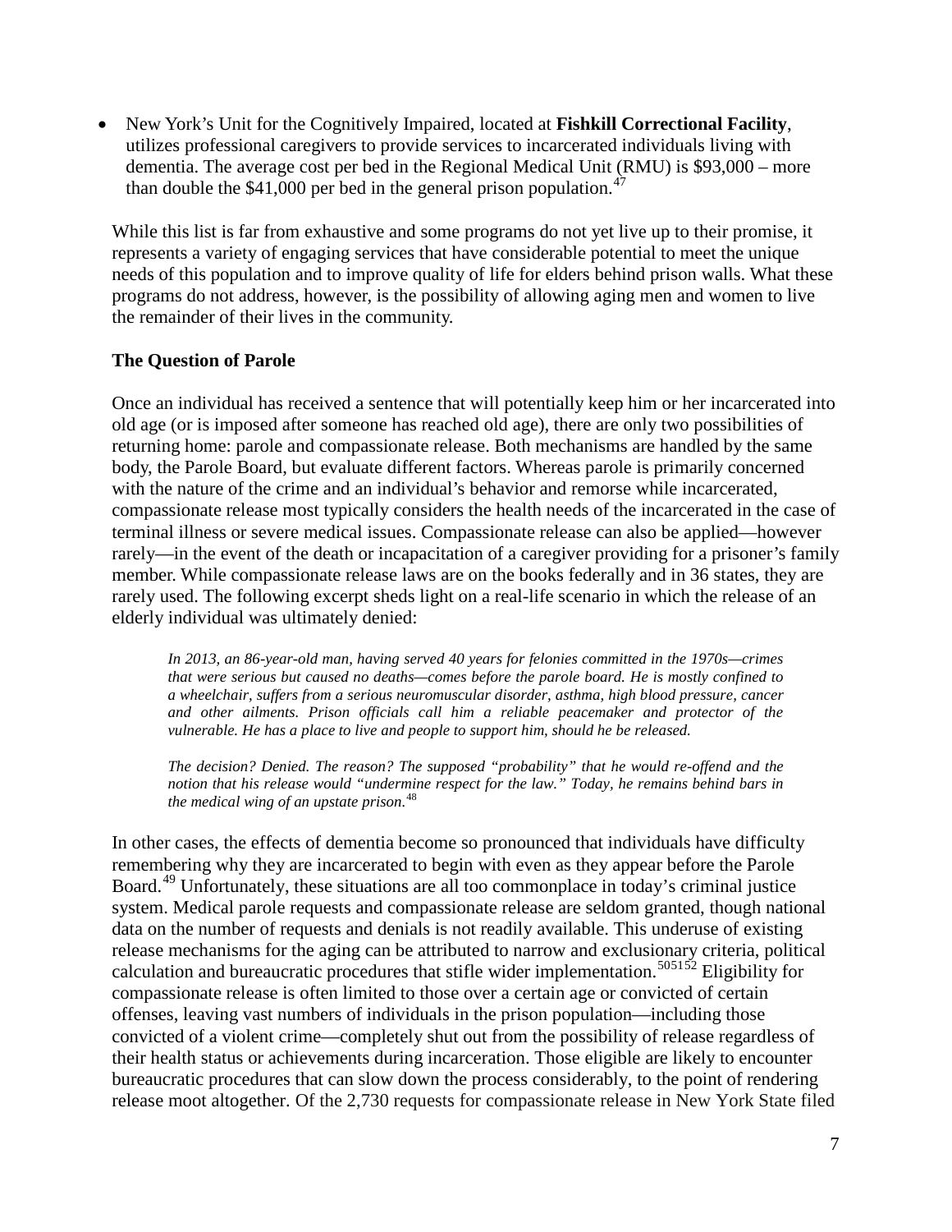- New York's Unit for the Cognitively Impaired, located at **Fishkill Correctional Facility**, utilizes professional caregivers to provide services to incarcerated individuals living with dementia. The average cost per bed in the Regional Medical Unit (RMU) is $93,000 – more than double the $41,000 per bed in the general prison population.[47]

While this list is far from exhaustive and some programs do not yet live up to their promise, it represents a variety of engaging services that have considerable potential to meet the unique needs of this population and to improve quality of life for elders behind prison walls. What these programs do not address, however, is the possibility of allowing aging men and women to live the remainder of their lives in the community.

**The Question of Parole**

Once an individual has received a sentence that will potentially keep him or her incarcerated into old age (or is imposed after someone has reached old age), there are only two possibilities of returning home: parole and compassionate release. Both mechanisms are handled by the same body, the Parole Board, but evaluate different factors. Whereas parole is primarily concerned with the nature of the crime and an individual's behavior and remorse while incarcerated, compassionate release most typically considers the health needs of the incarcerated in the case of terminal illness or severe medical issues. Compassionate release can also be applied—however rarely—in the event of the death or incapacitation of a caregiver providing for a prisoner's family member. While compassionate release laws are on the books federally and in 36 states, they are rarely used. The following excerpt sheds light on a real-life scenario in which the release of an elderly individual was ultimately denied:

> *In 2013, an 86-year-old man, having served 40 years for felonies committed in the 1970s—crimes that were serious but caused no deaths—comes before the parole board. He is mostly confined to a wheelchair, suffers from a serious neuromuscular disorder, asthma, high blood pressure, cancer and other ailments. Prison officials call him a reliable peacemaker and protector of the vulnerable. He has a place to live and people to support him, should he be released.*
>
> *The decision? Denied. The reason? The supposed "probability" that he would re-offend and the notion that his release would "undermine respect for the law." Today, he remains behind bars in the medical wing of an upstate prison.*[48]

In other cases, the effects of dementia become so pronounced that individuals have difficulty remembering why they are incarcerated to begin with even as they appear before the Parole Board.[49] Unfortunately, these situations are all too commonplace in today's criminal justice system. Medical parole requests and compassionate release are seldom granted, though national data on the number of requests and denials is not readily available. This underuse of existing release mechanisms for the aging can be attributed to narrow and exclusionary criteria, political calculation and bureaucratic procedures that stifle wider implementation.[50,51,52] Eligibility for compassionate release is often limited to those over a certain age or convicted of certain offenses, leaving vast numbers of individuals in the prison population—including those convicted of a violent crime—completely shut out from the possibility of release regardless of their health status or achievements during incarceration. Those eligible are likely to encounter bureaucratic procedures that can slow down the process considerably, to the point of rendering release moot altogether. Of the 2,730 requests for compassionate release in New York State filed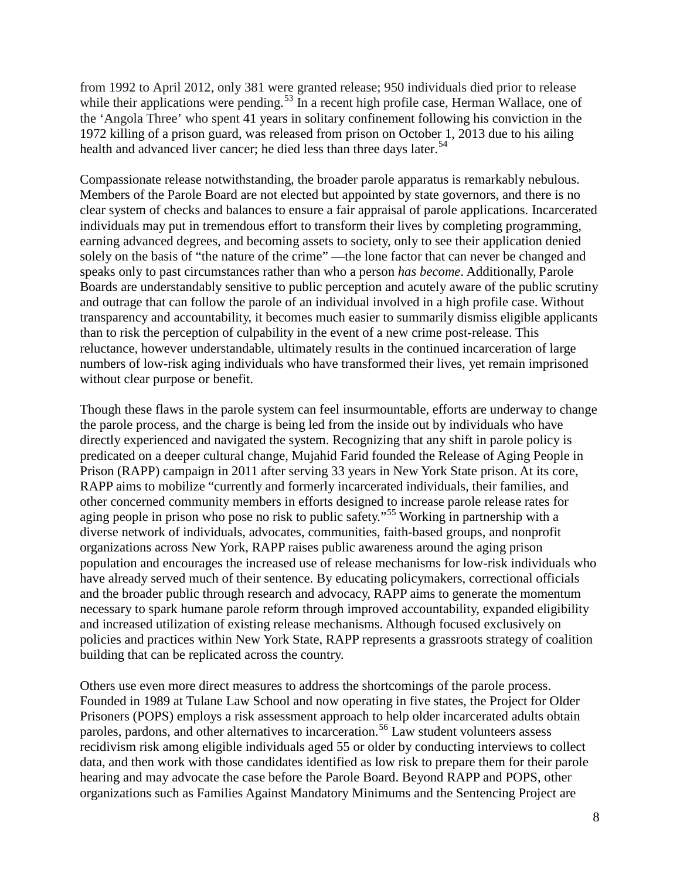from 1992 to April 2012, only 381 were granted release; 950 individuals died prior to release while their applications were pending.[53] In a recent high profile case, Herman Wallace, one of the 'Angola Three' who spent 41 years in solitary confinement following his conviction in the 1972 killing of a prison guard, was released from prison on October 1, 2013 due to his ailing health and advanced liver cancer; he died less than three days later.[54]

Compassionate release notwithstanding, the broader parole apparatus is remarkably nebulous. Members of the Parole Board are not elected but appointed by state governors, and there is no clear system of checks and balances to ensure a fair appraisal of parole applications. Incarcerated individuals may put in tremendous effort to transform their lives by completing programming, earning advanced degrees, and becoming assets to society, only to see their application denied solely on the basis of "the nature of the crime" —the lone factor that can never be changed and speaks only to past circumstances rather than who a person *has become*. Additionally, Parole Boards are understandably sensitive to public perception and acutely aware of the public scrutiny and outrage that can follow the parole of an individual involved in a high profile case. Without transparency and accountability, it becomes much easier to summarily dismiss eligible applicants than to risk the perception of culpability in the event of a new crime post-release. This reluctance, however understandable, ultimately results in the continued incarceration of large numbers of low-risk aging individuals who have transformed their lives, yet remain imprisoned without clear purpose or benefit.

Though these flaws in the parole system can feel insurmountable, efforts are underway to change the parole process, and the charge is being led from the inside out by individuals who have directly experienced and navigated the system. Recognizing that any shift in parole policy is predicated on a deeper cultural change, Mujahid Farid founded the Release of Aging People in Prison (RAPP) campaign in 2011 after serving 33 years in New York State prison. At its core, RAPP aims to mobilize "currently and formerly incarcerated individuals, their families, and other concerned community members in efforts designed to increase parole release rates for aging people in prison who pose no risk to public safety."[55] Working in partnership with a diverse network of individuals, advocates, communities, faith-based groups, and nonprofit organizations across New York, RAPP raises public awareness around the aging prison population and encourages the increased use of release mechanisms for low-risk individuals who have already served much of their sentence. By educating policymakers, correctional officials and the broader public through research and advocacy, RAPP aims to generate the momentum necessary to spark humane parole reform through improved accountability, expanded eligibility and increased utilization of existing release mechanisms. Although focused exclusively on policies and practices within New York State, RAPP represents a grassroots strategy of coalition building that can be replicated across the country.

Others use even more direct measures to address the shortcomings of the parole process. Founded in 1989 at Tulane Law School and now operating in five states, the Project for Older Prisoners (POPS) employs a risk assessment approach to help older incarcerated adults obtain paroles, pardons, and other alternatives to incarceration.[56] Law student volunteers assess recidivism risk among eligible individuals aged 55 or older by conducting interviews to collect data, and then work with those candidates identified as low risk to prepare them for their parole hearing and may advocate the case before the Parole Board. Beyond RAPP and POPS, other organizations such as Families Against Mandatory Minimums and the Sentencing Project are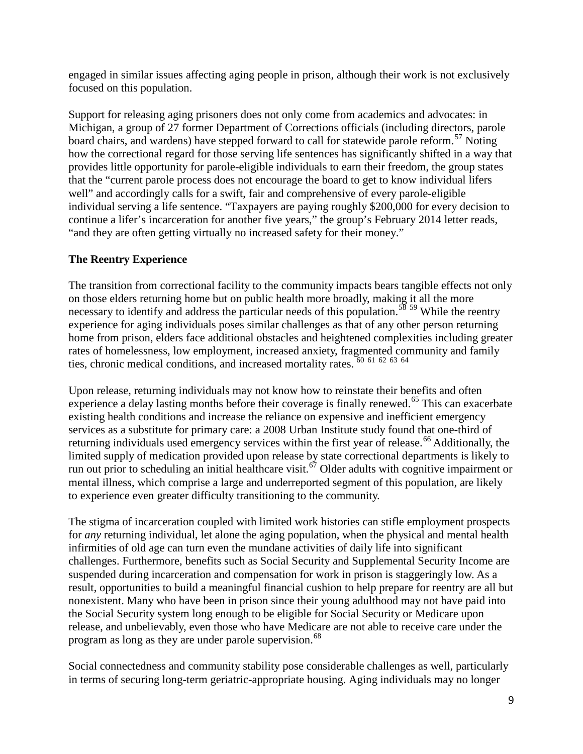engaged in similar issues affecting aging people in prison, although their work is not exclusively focused on this population.

Support for releasing aging prisoners does not only come from academics and advocates: in Michigan, a group of 27 former Department of Corrections officials (including directors, parole board chairs, and wardens) have stepped forward to call for statewide parole reform.[57] Noting how the correctional regard for those serving life sentences has significantly shifted in a way that provides little opportunity for parole-eligible individuals to earn their freedom, the group states that the "current parole process does not encourage the board to get to know individual lifers well" and accordingly calls for a swift, fair and comprehensive of every parole-eligible individual serving a life sentence. "Taxpayers are paying roughly $200,000 for every decision to continue a lifer's incarceration for another five years," the group's February 2014 letter reads, "and they are often getting virtually no increased safety for their money."

**The Reentry Experience**

The transition from correctional facility to the community impacts bears tangible effects not only on those elders returning home but on public health more broadly, making it all the more necessary to identify and address the particular needs of this population.[58] [59] While the reentry experience for aging individuals poses similar challenges as that of any other person returning home from prison, elders face additional obstacles and heightened complexities including greater rates of homelessness, low employment, increased anxiety, fragmented community and family ties, chronic medical conditions, and increased mortality rates. [60] [61] [62] [63] [64]

Upon release, returning individuals may not know how to reinstate their benefits and often experience a delay lasting months before their coverage is finally renewed.[65] This can exacerbate existing health conditions and increase the reliance on expensive and inefficient emergency services as a substitute for primary care: a 2008 Urban Institute study found that one-third of returning individuals used emergency services within the first year of release.[66] Additionally, the limited supply of medication provided upon release by state correctional departments is likely to run out prior to scheduling an initial healthcare visit.[67] Older adults with cognitive impairment or mental illness, which comprise a large and underreported segment of this population, are likely to experience even greater difficulty transitioning to the community.

The stigma of incarceration coupled with limited work histories can stifle employment prospects for *any* returning individual, let alone the aging population, when the physical and mental health infirmities of old age can turn even the mundane activities of daily life into significant challenges. Furthermore, benefits such as Social Security and Supplemental Security Income are suspended during incarceration and compensation for work in prison is staggeringly low. As a result, opportunities to build a meaningful financial cushion to help prepare for reentry are all but nonexistent. Many who have been in prison since their young adulthood may not have paid into the Social Security system long enough to be eligible for Social Security or Medicare upon release, and unbelievably, even those who have Medicare are not able to receive care under the program as long as they are under parole supervision.[68]

Social connectedness and community stability pose considerable challenges as well, particularly in terms of securing long-term geriatric-appropriate housing. Aging individuals may no longer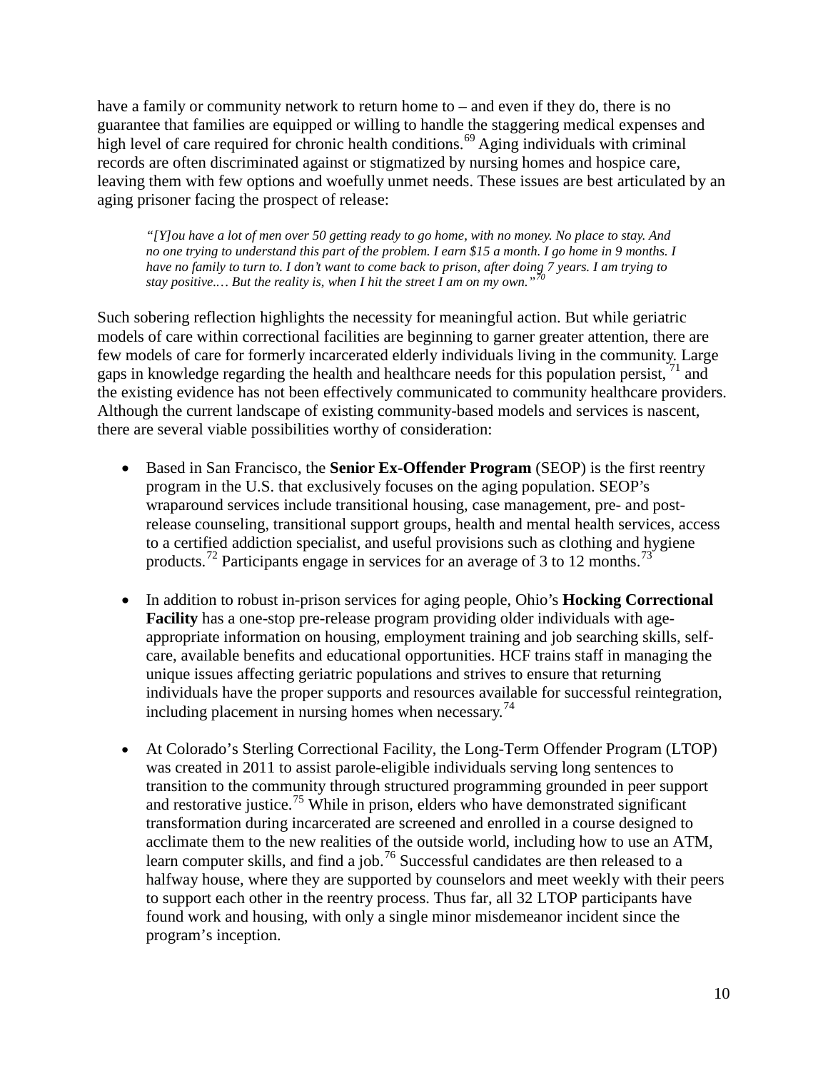have a family or community network to return home to – and even if they do, there is no guarantee that families are equipped or willing to handle the staggering medical expenses and high level of care required for chronic health conditions.[69] Aging individuals with criminal records are often discriminated against or stigmatized by nursing homes and hospice care, leaving them with few options and woefully unmet needs. These issues are best articulated by an aging prisoner facing the prospect of release:

> *"[Y]ou have a lot of men over 50 getting ready to go home, with no money. No place to stay. And no one trying to understand this part of the problem. I earn $15 a month. I go home in 9 months. I have no family to turn to. I don't want to come back to prison, after doing 7 years. I am trying to stay positive.… But the reality is, when I hit the street I am on my own."*[70]

Such sobering reflection highlights the necessity for meaningful action. But while geriatric models of care within correctional facilities are beginning to garner greater attention, there are few models of care for formerly incarcerated elderly individuals living in the community. Large gaps in knowledge regarding the health and healthcare needs for this population persist, [71] and the existing evidence has not been effectively communicated to community healthcare providers. Although the current landscape of existing community-based models and services is nascent, there are several viable possibilities worthy of consideration:

- Based in San Francisco, the **Senior Ex-Offender Program** (SEOP) is the first reentry program in the U.S. that exclusively focuses on the aging population. SEOP's wraparound services include transitional housing, case management, pre- and post-release counseling, transitional support groups, health and mental health services, access to a certified addiction specialist, and useful provisions such as clothing and hygiene products.[72] Participants engage in services for an average of 3 to 12 months.[73]

- In addition to robust in-prison services for aging people, Ohio's **Hocking Correctional Facility** has a one-stop pre-release program providing older individuals with age-appropriate information on housing, employment training and job searching skills, self-care, available benefits and educational opportunities. HCF trains staff in managing the unique issues affecting geriatric populations and strives to ensure that returning individuals have the proper supports and resources available for successful reintegration, including placement in nursing homes when necessary.[74]

- At Colorado's Sterling Correctional Facility, the Long-Term Offender Program (LTOP) was created in 2011 to assist parole-eligible individuals serving long sentences to transition to the community through structured programming grounded in peer support and restorative justice.[75] While in prison, elders who have demonstrated significant transformation during incarcerated are screened and enrolled in a course designed to acclimate them to the new realities of the outside world, including how to use an ATM, learn computer skills, and find a job.[76] Successful candidates are then released to a halfway house, where they are supported by counselors and meet weekly with their peers to support each other in the reentry process. Thus far, all 32 LTOP participants have found work and housing, with only a single minor misdemeanor incident since the program's inception.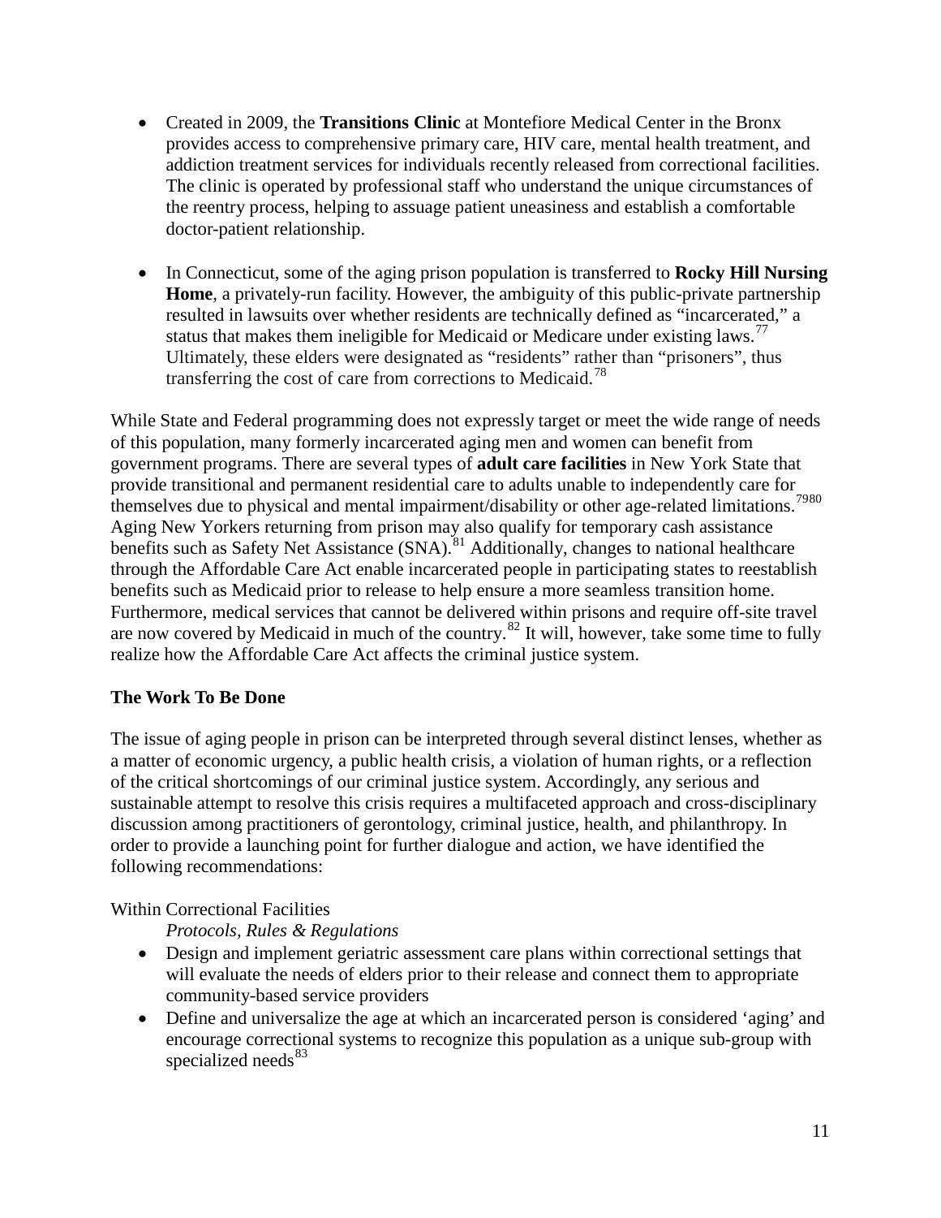- Created in 2009, the **Transitions Clinic** at Montefiore Medical Center in the Bronx provides access to comprehensive primary care, HIV care, mental health treatment, and addiction treatment services for individuals recently released from correctional facilities. The clinic is operated by professional staff who understand the unique circumstances of the reentry process, helping to assuage patient uneasiness and establish a comfortable doctor-patient relationship.

- In Connecticut, some of the aging prison population is transferred to **Rocky Hill Nursing Home**, a privately-run facility. However, the ambiguity of this public-private partnership resulted in lawsuits over whether residents are technically defined as "incarcerated," a status that makes them ineligible for Medicaid or Medicare under existing laws.[77] Ultimately, these elders were designated as "residents" rather than "prisoners", thus transferring the cost of care from corrections to Medicaid.[78]

While State and Federal programming does not expressly target or meet the wide range of needs of this population, many formerly incarcerated aging men and women can benefit from government programs. There are several types of **adult care facilities** in New York State that provide transitional and permanent residential care to adults unable to independently care for themselves due to physical and mental impairment/disability or other age-related limitations.[79,80] Aging New Yorkers returning from prison may also qualify for temporary cash assistance benefits such as Safety Net Assistance (SNA).[81] Additionally, changes to national healthcare through the Affordable Care Act enable incarcerated people in participating states to reestablish benefits such as Medicaid prior to release to help ensure a more seamless transition home. Furthermore, medical services that cannot be delivered within prisons and require off-site travel are now covered by Medicaid in much of the country.[82] It will, however, take some time to fully realize how the Affordable Care Act affects the criminal justice system.

**The Work To Be Done**

The issue of aging people in prison can be interpreted through several distinct lenses, whether as a matter of economic urgency, a public health crisis, a violation of human rights, or a reflection of the critical shortcomings of our criminal justice system. Accordingly, any serious and sustainable attempt to resolve this crisis requires a multifaceted approach and cross-disciplinary discussion among practitioners of gerontology, criminal justice, health, and philanthropy. In order to provide a launching point for further dialogue and action, we have identified the following recommendations:

Within Correctional Facilities

*Protocols, Rules & Regulations*

- Design and implement geriatric assessment care plans within correctional settings that will evaluate the needs of elders prior to their release and connect them to appropriate community-based service providers
- Define and universalize the age at which an incarcerated person is considered 'aging' and encourage correctional systems to recognize this population as a unique sub-group with specialized needs[83]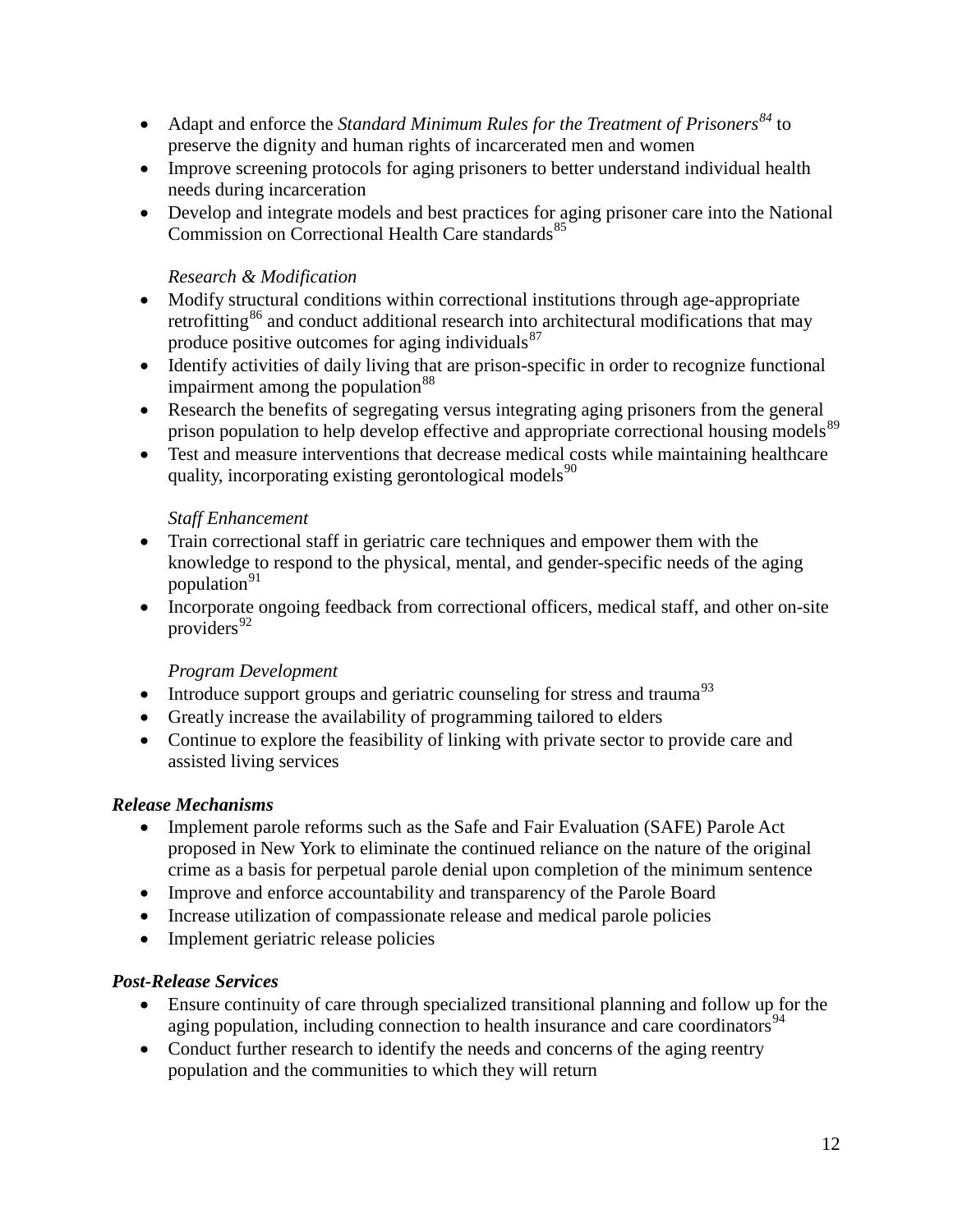- Adapt and enforce the *Standard Minimum Rules for the Treatment of Prisoners*[84] to preserve the dignity and human rights of incarcerated men and women
- Improve screening protocols for aging prisoners to better understand individual health needs during incarceration
- Develop and integrate models and best practices for aging prisoner care into the National Commission on Correctional Health Care standards[85]

*Research & Modification*

- Modify structural conditions within correctional institutions through age-appropriate retrofitting[86] and conduct additional research into architectural modifications that may produce positive outcomes for aging individuals[87]
- Identify activities of daily living that are prison-specific in order to recognize functional impairment among the population[88]
- Research the benefits of segregating versus integrating aging prisoners from the general prison population to help develop effective and appropriate correctional housing models[89]
- Test and measure interventions that decrease medical costs while maintaining healthcare quality, incorporating existing gerontological models[90]

*Staff Enhancement*

- Train correctional staff in geriatric care techniques and empower them with the knowledge to respond to the physical, mental, and gender-specific needs of the aging population[91]
- Incorporate ongoing feedback from correctional officers, medical staff, and other on-site providers[92]

*Program Development*

- Introduce support groups and geriatric counseling for stress and trauma[93]
- Greatly increase the availability of programming tailored to elders
- Continue to explore the feasibility of linking with private sector to provide care and assisted living services

***Release Mechanisms***

- Implement parole reforms such as the Safe and Fair Evaluation (SAFE) Parole Act proposed in New York to eliminate the continued reliance on the nature of the original crime as a basis for perpetual parole denial upon completion of the minimum sentence
- Improve and enforce accountability and transparency of the Parole Board
- Increase utilization of compassionate release and medical parole policies
- Implement geriatric release policies

***Post-Release Services***

- Ensure continuity of care through specialized transitional planning and follow up for the aging population, including connection to health insurance and care coordinators[94]
- Conduct further research to identify the needs and concerns of the aging reentry population and the communities to which they will return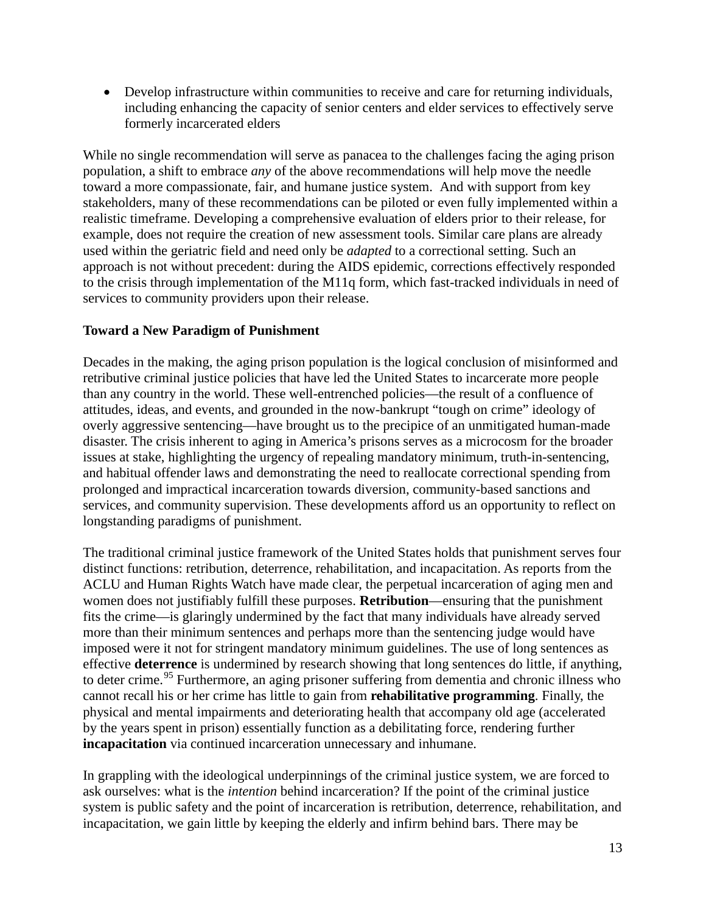- Develop infrastructure within communities to receive and care for returning individuals, including enhancing the capacity of senior centers and elder services to effectively serve formerly incarcerated elders

While no single recommendation will serve as panacea to the challenges facing the aging prison population, a shift to embrace *any* of the above recommendations will help move the needle toward a more compassionate, fair, and humane justice system. And with support from key stakeholders, many of these recommendations can be piloted or even fully implemented within a realistic timeframe. Developing a comprehensive evaluation of elders prior to their release, for example, does not require the creation of new assessment tools. Similar care plans are already used within the geriatric field and need only be *adapted* to a correctional setting. Such an approach is not without precedent: during the AIDS epidemic, corrections effectively responded to the crisis through implementation of the M11q form, which fast-tracked individuals in need of services to community providers upon their release.

**Toward a New Paradigm of Punishment**

Decades in the making, the aging prison population is the logical conclusion of misinformed and retributive criminal justice policies that have led the United States to incarcerate more people than any country in the world. These well-entrenched policies—the result of a confluence of attitudes, ideas, and events, and grounded in the now-bankrupt "tough on crime" ideology of overly aggressive sentencing—have brought us to the precipice of an unmitigated human-made disaster. The crisis inherent to aging in America's prisons serves as a microcosm for the broader issues at stake, highlighting the urgency of repealing mandatory minimum, truth-in-sentencing, and habitual offender laws and demonstrating the need to reallocate correctional spending from prolonged and impractical incarceration towards diversion, community-based sanctions and services, and community supervision. These developments afford us an opportunity to reflect on longstanding paradigms of punishment.

The traditional criminal justice framework of the United States holds that punishment serves four distinct functions: retribution, deterrence, rehabilitation, and incapacitation. As reports from the ACLU and Human Rights Watch have made clear, the perpetual incarceration of aging men and women does not justifiably fulfill these purposes. **Retribution**—ensuring that the punishment fits the crime—is glaringly undermined by the fact that many individuals have already served more than their minimum sentences and perhaps more than the sentencing judge would have imposed were it not for stringent mandatory minimum guidelines. The use of long sentences as effective **deterrence** is undermined by research showing that long sentences do little, if anything, to deter crime.[95] Furthermore, an aging prisoner suffering from dementia and chronic illness who cannot recall his or her crime has little to gain from **rehabilitative programming**. Finally, the physical and mental impairments and deteriorating health that accompany old age (accelerated by the years spent in prison) essentially function as a debilitating force, rendering further **incapacitation** via continued incarceration unnecessary and inhumane.

In grappling with the ideological underpinnings of the criminal justice system, we are forced to ask ourselves: what is the *intention* behind incarceration? If the point of the criminal justice system is public safety and the point of incarceration is retribution, deterrence, rehabilitation, and incapacitation, we gain little by keeping the elderly and infirm behind bars. There may be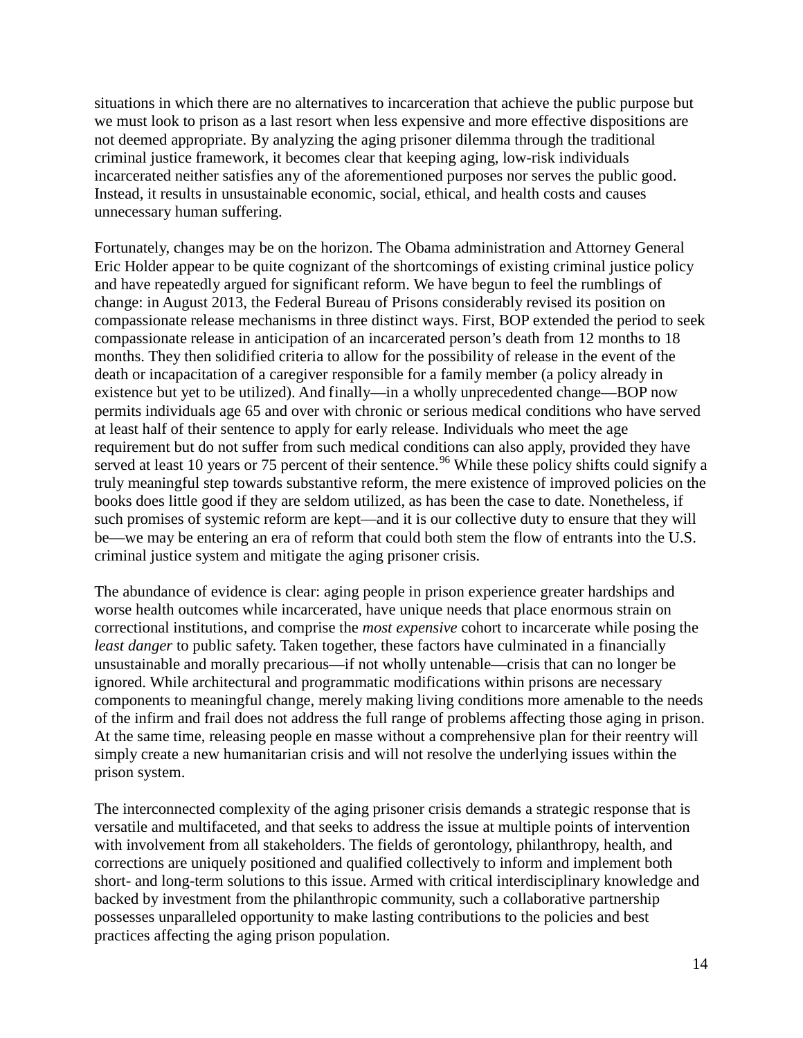situations in which there are no alternatives to incarceration that achieve the public purpose but we must look to prison as a last resort when less expensive and more effective dispositions are not deemed appropriate. By analyzing the aging prisoner dilemma through the traditional criminal justice framework, it becomes clear that keeping aging, low-risk individuals incarcerated neither satisfies any of the aforementioned purposes nor serves the public good. Instead, it results in unsustainable economic, social, ethical, and health costs and causes unnecessary human suffering.

Fortunately, changes may be on the horizon. The Obama administration and Attorney General Eric Holder appear to be quite cognizant of the shortcomings of existing criminal justice policy and have repeatedly argued for significant reform. We have begun to feel the rumblings of change: in August 2013, the Federal Bureau of Prisons considerably revised its position on compassionate release mechanisms in three distinct ways. First, BOP extended the period to seek compassionate release in anticipation of an incarcerated person's death from 12 months to 18 months. They then solidified criteria to allow for the possibility of release in the event of the death or incapacitation of a caregiver responsible for a family member (a policy already in existence but yet to be utilized). And finally—in a wholly unprecedented change—BOP now permits individuals age 65 and over with chronic or serious medical conditions who have served at least half of their sentence to apply for early release. Individuals who meet the age requirement but do not suffer from such medical conditions can also apply, provided they have served at least 10 years or 75 percent of their sentence.[96] While these policy shifts could signify a truly meaningful step towards substantive reform, the mere existence of improved policies on the books does little good if they are seldom utilized, as has been the case to date. Nonetheless, if such promises of systemic reform are kept—and it is our collective duty to ensure that they will be—we may be entering an era of reform that could both stem the flow of entrants into the U.S. criminal justice system and mitigate the aging prisoner crisis.

The abundance of evidence is clear: aging people in prison experience greater hardships and worse health outcomes while incarcerated, have unique needs that place enormous strain on correctional institutions, and comprise the *most expensive* cohort to incarcerate while posing the *least danger* to public safety. Taken together, these factors have culminated in a financially unsustainable and morally precarious—if not wholly untenable—crisis that can no longer be ignored. While architectural and programmatic modifications within prisons are necessary components to meaningful change, merely making living conditions more amenable to the needs of the infirm and frail does not address the full range of problems affecting those aging in prison. At the same time, releasing people en masse without a comprehensive plan for their reentry will simply create a new humanitarian crisis and will not resolve the underlying issues within the prison system.

The interconnected complexity of the aging prisoner crisis demands a strategic response that is versatile and multifaceted, and that seeks to address the issue at multiple points of intervention with involvement from all stakeholders. The fields of gerontology, philanthropy, health, and corrections are uniquely positioned and qualified collectively to inform and implement both short- and long-term solutions to this issue. Armed with critical interdisciplinary knowledge and backed by investment from the philanthropic community, such a collaborative partnership possesses unparalleled opportunity to make lasting contributions to the policies and best practices affecting the aging prison population.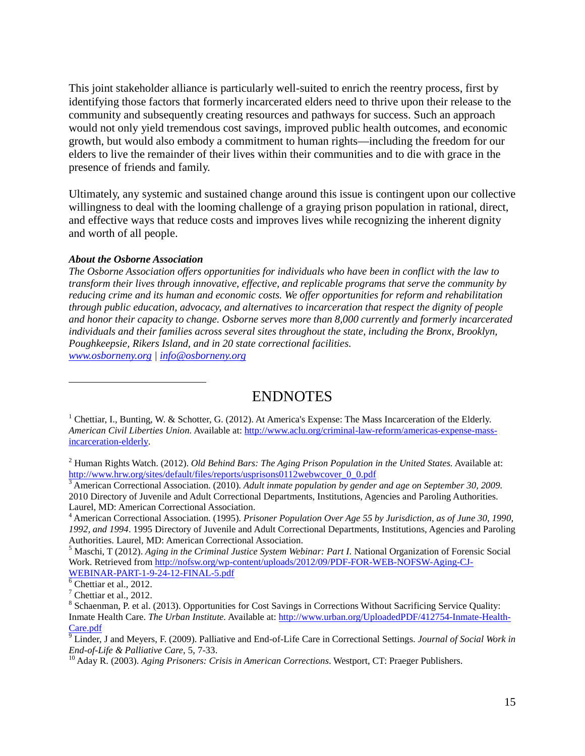This joint stakeholder alliance is particularly well-suited to enrich the reentry process, first by identifying those factors that formerly incarcerated elders need to thrive upon their release to the community and subsequently creating resources and pathways for success. Such an approach would not only yield tremendous cost savings, improved public health outcomes, and economic growth, but would also embody a commitment to human rights—including the freedom for our elders to live the remainder of their lives within their communities and to die with grace in the presence of friends and family.

Ultimately, any systemic and sustained change around this issue is contingent upon our collective willingness to deal with the looming challenge of a graying prison population in rational, direct, and effective ways that reduce costs and improves lives while recognizing the inherent dignity and worth of all people.

***About the Osborne Association***

*The Osborne Association offers opportunities for individuals who have been in conflict with the law to transform their lives through innovative, effective, and replicable programs that serve the community by reducing crime and its human and economic costs. We offer opportunities for reform and rehabilitation through public education, advocacy, and alternatives to incarceration that respect the dignity of people and honor their capacity to change. Osborne serves more than 8,000 currently and formerly incarcerated individuals and their families across several sites throughout the state, including the Bronx, Brooklyn, Poughkeepsie, Rikers Island, and in 20 state correctional facilities.*
*www.osborneny.org* | *info@osborneny.org*

## ENDNOTES

[1] Chettiar, I., Bunting, W. & Schotter, G. (2012). At America's Expense: The Mass Incarceration of the Elderly. *American Civil Liberties Union.* Available at: http://www.aclu.org/criminal-law-reform/americas-expense-mass-incarceration-elderly.

[2] Human Rights Watch. (2012). *Old Behind Bars: The Aging Prison Population in the United States.* Available at: http://www.hrw.org/sites/default/files/reports/usprisons0112webwcover_0_0.pdf

[3] American Correctional Association. (2010). *Adult inmate population by gender and age on September 30, 2009.* 2010 Directory of Juvenile and Adult Correctional Departments, Institutions, Agencies and Paroling Authorities. Laurel, MD: American Correctional Association.

[4] American Correctional Association. (1995). *Prisoner Population Over Age 55 by Jurisdiction, as of June 30, 1990, 1992, and 1994*. 1995 Directory of Juvenile and Adult Correctional Departments, Institutions, Agencies and Paroling Authorities. Laurel, MD: American Correctional Association.

[5] Maschi, T (2012). *Aging in the Criminal Justice System Webinar: Part I*. National Organization of Forensic Social Work. Retrieved from http://nofsw.org/wp-content/uploads/2012/09/PDF-FOR-WEB-NOFSW-Aging-CJ-WEBINAR-PART-1-9-24-12-FINAL-5.pdf

[6] Chettiar et al., 2012.

[7] Chettiar et al., 2012.

[8] Schaenman, P. et al. (2013). Opportunities for Cost Savings in Corrections Without Sacrificing Service Quality: Inmate Health Care. *The Urban Institute.* Available at: http://www.urban.org/UploadedPDF/412754-Inmate-Health-Care.pdf

[9] Linder, J and Meyers, F. (2009). Palliative and End-of-Life Care in Correctional Settings. *Journal of Social Work in End-of-Life & Palliative Care*, 5, 7-33.

[10] Aday R. (2003). *Aging Prisoners: Crisis in American Corrections*. Westport, CT: Praeger Publishers.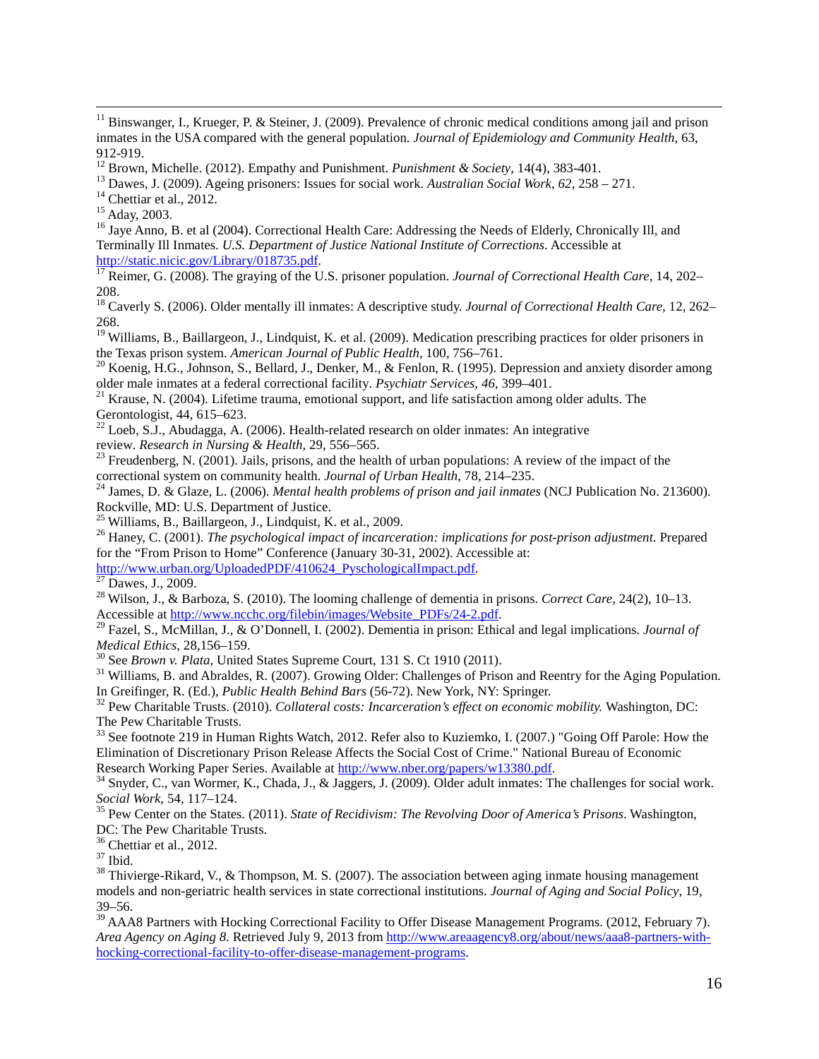[11] Binswanger, I., Krueger, P. & Steiner, J. (2009). Prevalence of chronic medical conditions among jail and prison inmates in the USA compared with the general population. *Journal of Epidemiology and Community Health*, 63, 912-919.

[12] Brown, Michelle. (2012). Empathy and Punishment. *Punishment & Society*, 14(4), 383-401.

[13] Dawes, J. (2009). Ageing prisoners: Issues for social work. *Australian Social Work*, *62*, 258 – 271.

[14] Chettiar et al., 2012.

[15] Aday, 2003.

[16] Jaye Anno, B. et al (2004). Correctional Health Care: Addressing the Needs of Elderly, Chronically Ill, and Terminally Ill Inmates. *U.S. Department of Justice National Institute of Corrections*. Accessible at http://static.nicic.gov/Library/018735.pdf.

[17] Reimer, G. (2008). The graying of the U.S. prisoner population. *Journal of Correctional Health Care*, 14, 202–208.

[18] Caverly S. (2006). Older mentally ill inmates: A descriptive study. *Journal of Correctional Health Care*, 12, 262–268.

[19] Williams, B., Baillargeon, J., Lindquist, K. et al. (2009). Medication prescribing practices for older prisoners in the Texas prison system. *American Journal of Public Health*, 100, 756–761.

[20] Koenig, H.G., Johnson, S., Bellard, J., Denker, M., & Fenlon, R. (1995). Depression and anxiety disorder among older male inmates at a federal correctional facility. *Psychiatr Services, 46*, 399–401.

[21] Krause, N. (2004). Lifetime trauma, emotional support, and life satisfaction among older adults. The Gerontologist, 44, 615–623.

[22] Loeb, S.J., Abudagga, A. (2006). Health-related research on older inmates: An integrative review. *Research in Nursing & Health*, 29, 556–565.

[23] Freudenberg, N. (2001). Jails, prisons, and the health of urban populations: A review of the impact of the correctional system on community health. *Journal of Urban Health*, 78, 214–235.

[24] James, D. & Glaze, L. (2006). *Mental health problems of prison and jail inmates* (NCJ Publication No. 213600). Rockville, MD: U.S. Department of Justice.

[25] Williams, B., Baillargeon, J., Lindquist, K. et al., 2009.

[26] Haney, C. (2001). *The psychological impact of incarceration: implications for post-prison adjustment.* Prepared for the "From Prison to Home" Conference (January 30-31, 2002). Accessible at: http://www.urban.org/UploadedPDF/410624_PyschologicalImpact.pdf.

[27] Dawes, J., 2009.

[28] Wilson, J., & Barboza, S. (2010). The looming challenge of dementia in prisons. *Correct Care*, 24(2), 10–13. Accessible at http://www.ncchc.org/filebin/images/Website_PDFs/24-2.pdf.

[29] Fazel, S., McMillan, J., & O'Donnell, I. (2002). Dementia in prison: Ethical and legal implications. *Journal of Medical Ethics*, 28,156–159.

[30] See *Brown v. Plata*, United States Supreme Court, 131 S. Ct 1910 (2011).

[31] Williams, B. and Abraldes, R. (2007). Growing Older: Challenges of Prison and Reentry for the Aging Population. In Greifinger, R. (Ed.), *Public Health Behind Bars* (56-72). New York, NY: Springer.

[32] Pew Charitable Trusts. (2010). *Collateral costs: Incarceration's effect on economic mobility.* Washington, DC: The Pew Charitable Trusts.

[33] See footnote 219 in Human Rights Watch, 2012. Refer also to Kuziemko, I. (2007.) "Going Off Parole: How the Elimination of Discretionary Prison Release Affects the Social Cost of Crime." National Bureau of Economic Research Working Paper Series. Available at http://www.nber.org/papers/w13380.pdf.

[34] Snyder, C., van Wormer, K., Chada, J., & Jaggers, J. (2009). Older adult inmates: The challenges for social work. *Social Work*, 54, 117–124.

[35] Pew Center on the States. (2011). *State of Recidivism: The Revolving Door of America's Prisons*. Washington, DC: The Pew Charitable Trusts.

[36] Chettiar et al., 2012.

[37] Ibid.

[38] Thivierge-Rikard, V., & Thompson, M. S. (2007). The association between aging inmate housing management models and non-geriatric health services in state correctional institutions. *Journal of Aging and Social Policy*, 19, 39–56.

[39] AAA8 Partners with Hocking Correctional Facility to Offer Disease Management Programs. (2012, February 7). *Area Agency on Aging 8.* Retrieved July 9, 2013 from http://www.areaagency8.org/about/news/aaa8-partners-with-hocking-correctional-facility-to-offer-disease-management-programs.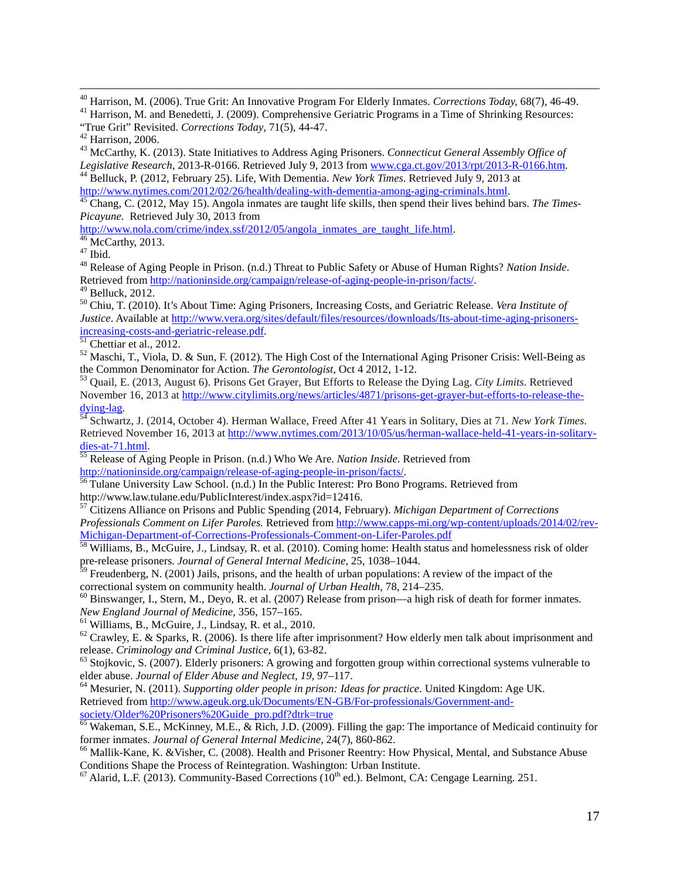[40] Harrison, M. (2006). True Grit: An Innovative Program For Elderly Inmates. *Corrections Today*, 68(7), 46-49.

[41] Harrison, M. and Benedetti, J. (2009). Comprehensive Geriatric Programs in a Time of Shrinking Resources: "True Grit" Revisited. *Corrections Today*, 71(5), 44-47.

[42] Harrison, 2006.

[43] McCarthy, K. (2013). State Initiatives to Address Aging Prisoners. *Connecticut General Assembly Office of Legislative Research*, 2013-R-0166. Retrieved July 9, 2013 from www.cga.ct.gov/2013/rpt/2013-R-0166.htm.

[44] Belluck, P. (2012, February 25). Life, With Dementia. *New York Times*. Retrieved July 9, 2013 at http://www.nytimes.com/2012/02/26/health/dealing-with-dementia-among-aging-criminals.html.

[45] Chang, C. (2012, May 15). Angola inmates are taught life skills, then spend their lives behind bars. *The Times-Picayune.* Retrieved July 30, 2013 from http://www.nola.com/crime/index.ssf/2012/05/angola_inmates_are_taught_life.html.

[46] McCarthy, 2013.

[47] Ibid.

[48] Release of Aging People in Prison. (n.d.) Threat to Public Safety or Abuse of Human Rights? *Nation Inside*. Retrieved from http://nationinside.org/campaign/release-of-aging-people-in-prison/facts/.

[49] Belluck, 2012.

[50] Chiu, T. (2010). It's About Time: Aging Prisoners, Increasing Costs, and Geriatric Release. *Vera Institute of Justice*. Available at http://www.vera.org/sites/default/files/resources/downloads/Its-about-time-aging-prisoners-increasing-costs-and-geriatric-release.pdf.

[51] Chettiar et al., 2012.

[52] Maschi, T., Viola, D. & Sun, F. (2012). The High Cost of the International Aging Prisoner Crisis: Well-Being as the Common Denominator for Action. *The Gerontologist*, Oct 4 2012, 1-12.

[53] Quail, E. (2013, August 6). Prisons Get Grayer, But Efforts to Release the Dying Lag. *City Limits*. Retrieved November 16, 2013 at http://www.citylimits.org/news/articles/4871/prisons-get-grayer-but-efforts-to-release-the-dying-lag.

[54] Schwartz, J. (2014, October 4). Herman Wallace, Freed After 41 Years in Solitary, Dies at 71. *New York Times*. Retrieved November 16, 2013 at http://www.nytimes.com/2013/10/05/us/herman-wallace-held-41-years-in-solitary-dies-at-71.html.

[55] Release of Aging People in Prison. (n.d.) Who We Are. *Nation Inside*. Retrieved from http://nationinside.org/campaign/release-of-aging-people-in-prison/facts/.

[56] Tulane University Law School. (n.d.) In the Public Interest: Pro Bono Programs. Retrieved from http://www.law.tulane.edu/PublicInterest/index.aspx?id=12416.

[57] Citizens Alliance on Prisons and Public Spending (2014, February). *Michigan Department of Corrections Professionals Comment on Lifer Paroles.* Retrieved from http://www.capps-mi.org/wp-content/uploads/2014/02/rev-Michigan-Department-of-Corrections-Professionals-Comment-on-Lifer-Paroles.pdf

[58] Williams, B., McGuire, J., Lindsay, R. et al. (2010). Coming home: Health status and homelessness risk of older pre-release prisoners. *Journal of General Internal Medicine*, 25, 1038–1044.

[59] Freudenberg, N. (2001) Jails, prisons, and the health of urban populations: A review of the impact of the correctional system on community health. *Journal of Urban Health*, 78, 214–235.

[60] Binswanger, I., Stern, M., Deyo, R. et al. (2007) Release from prison—a high risk of death for former inmates. *New England Journal of Medicine*, 356, 157–165.

[61] Williams, B., McGuire, J., Lindsay, R. et al., 2010.

[62] Crawley, E. & Sparks, R. (2006). Is there life after imprisonment? How elderly men talk about imprisonment and release. *Criminology and Criminal Justice*, 6(1), 63-82.

[63] Stojkovic, S. (2007). Elderly prisoners: A growing and forgotten group within correctional systems vulnerable to elder abuse. *Journal of Elder Abuse and Neglect*, *19*, 97–117.

[64] Mesurier, N. (2011). *Supporting older people in prison: Ideas for practice*. United Kingdom: Age UK. Retrieved from http://www.ageuk.org.uk/Documents/EN-GB/For-professionals/Government-and-society/Older%20Prisoners%20Guide_pro.pdf?dtrk=true

[65] Wakeman, S.E., McKinney, M.E., & Rich, J.D. (2009). Filling the gap: The importance of Medicaid continuity for former inmates. *Journal of General Internal Medicine*, 24(7), 860-862.

[66] Mallik-Kane, K. &Visher, C. (2008). Health and Prisoner Reentry: How Physical, Mental, and Substance Abuse Conditions Shape the Process of Reintegration. Washington: Urban Institute.

[67] Alarid, L.F. (2013). Community-Based Corrections (10th ed.). Belmont, CA: Cengage Learning. 251.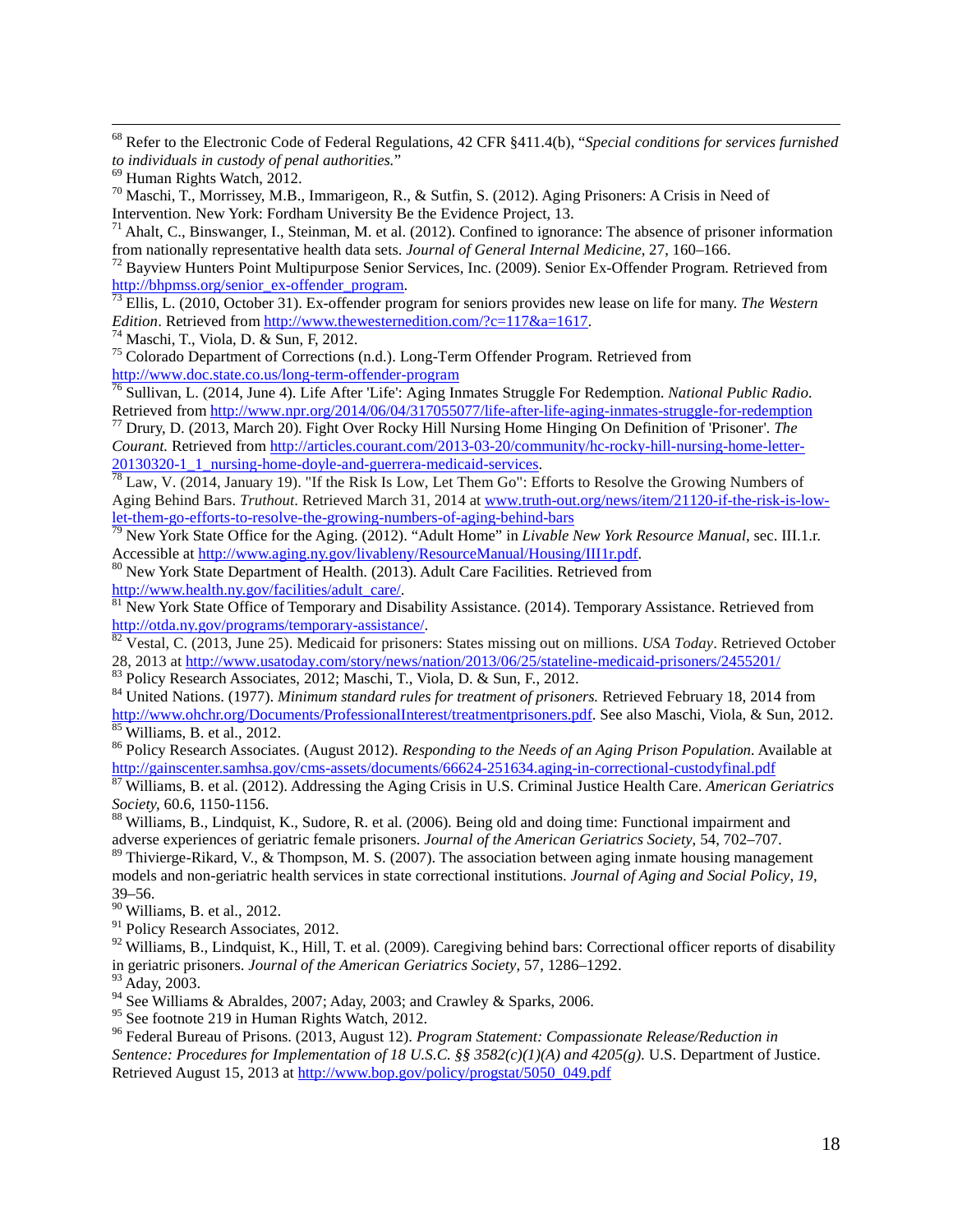[68] Refer to the Electronic Code of Federal Regulations, 42 CFR §411.4(b), "*Special conditions for services furnished to individuals in custody of penal authorities.*"

[69] Human Rights Watch, 2012.

[70] Maschi, T., Morrissey, M.B., Immarigeon, R., & Sutfin, S. (2012). Aging Prisoners: A Crisis in Need of Intervention. New York: Fordham University Be the Evidence Project, 13.

[71] Ahalt, C., Binswanger, I., Steinman, M. et al. (2012). Confined to ignorance: The absence of prisoner information from nationally representative health data sets. *Journal of General Internal Medicine*, 27, 160–166.

[72] Bayview Hunters Point Multipurpose Senior Services, Inc. (2009). Senior Ex-Offender Program. Retrieved from http://bhpmss.org/senior_ex-offender_program.

[73] Ellis, L. (2010, October 31). Ex-offender program for seniors provides new lease on life for many. *The Western Edition*. Retrieved from http://www.thewesternedition.com/?c=117&a=1617.

[74] Maschi, T., Viola, D. & Sun, F, 2012.

[75] Colorado Department of Corrections (n.d.). Long-Term Offender Program. Retrieved from http://www.doc.state.co.us/long-term-offender-program

[76] Sullivan, L. (2014, June 4). Life After 'Life': Aging Inmates Struggle For Redemption. *National Public Radio*. Retrieved from http://www.npr.org/2014/06/04/317055077/life-after-life-aging-inmates-struggle-for-redemption

[77] Drury, D. (2013, March 20). Fight Over Rocky Hill Nursing Home Hinging On Definition of 'Prisoner'. *The Courant.* Retrieved from http://articles.courant.com/2013-03-20/community/hc-rocky-hill-nursing-home-letter-20130320-1_1_nursing-home-doyle-and-guerrera-medicaid-services.

[78] Law, V. (2014, January 19). "If the Risk Is Low, Let Them Go": Efforts to Resolve the Growing Numbers of Aging Behind Bars. *Truthout*. Retrieved March 31, 2014 at www.truth-out.org/news/item/21120-if-the-risk-is-low-let-them-go-efforts-to-resolve-the-growing-numbers-of-aging-behind-bars

[79] New York State Office for the Aging. (2012). "Adult Home" in *Livable New York Resource Manual*, sec. III.1.r. Accessible at http://www.aging.ny.gov/livableny/ResourceManual/Housing/III1r.pdf.

[80] New York State Department of Health. (2013). Adult Care Facilities. Retrieved from http://www.health.ny.gov/facilities/adult_care/.

[81] New York State Office of Temporary and Disability Assistance. (2014). Temporary Assistance. Retrieved from http://otda.ny.gov/programs/temporary-assistance/.

[82] Vestal, C. (2013, June 25). Medicaid for prisoners: States missing out on millions. *USA Today*. Retrieved October 28, 2013 at http://www.usatoday.com/story/news/nation/2013/06/25/stateline-medicaid-prisoners/2455201/

[83] Policy Research Associates, 2012; Maschi, T., Viola, D. & Sun, F., 2012.

[84] United Nations. (1977). *Minimum standard rules for treatment of prisoners.* Retrieved February 18, 2014 from http://www.ohchr.org/Documents/ProfessionalInterest/treatmentprisoners.pdf. See also Maschi, Viola, & Sun, 2012.

[85] Williams, B. et al., 2012.

[86] Policy Research Associates. (August 2012). *Responding to the Needs of an Aging Prison Population*. Available at http://gainscenter.samhsa.gov/cms-assets/documents/66624-251634.aging-in-correctional-custodyfinal.pdf

[87] Williams, B. et al. (2012). Addressing the Aging Crisis in U.S. Criminal Justice Health Care. *American Geriatrics Society*, 60.6, 1150-1156.

[88] Williams, B., Lindquist, K., Sudore, R. et al. (2006). Being old and doing time: Functional impairment and adverse experiences of geriatric female prisoners. *Journal of the American Geriatrics Society*, 54, 702–707.

[89] Thivierge-Rikard, V., & Thompson, M. S. (2007). The association between aging inmate housing management models and non-geriatric health services in state correctional institutions. *Journal of Aging and Social Policy*, *19*, 39–56.

[90] Williams, B. et al., 2012.

[91] Policy Research Associates, 2012.

[92] Williams, B., Lindquist, K., Hill, T. et al. (2009). Caregiving behind bars: Correctional officer reports of disability in geriatric prisoners. *Journal of the American Geriatrics Society*, 57, 1286–1292.

[93] Aday, 2003.

[94] See Williams & Abraldes, 2007; Aday, 2003; and Crawley & Sparks, 2006.

[95] See footnote 219 in Human Rights Watch, 2012.

[96] Federal Bureau of Prisons. (2013, August 12). *Program Statement: Compassionate Release/Reduction in Sentence: Procedures for Implementation of 18 U.S.C. §§ 3582(c)(1)(A) and 4205(g).* U.S. Department of Justice. Retrieved August 15, 2013 at http://www.bop.gov/policy/progstat/5050_049.pdf